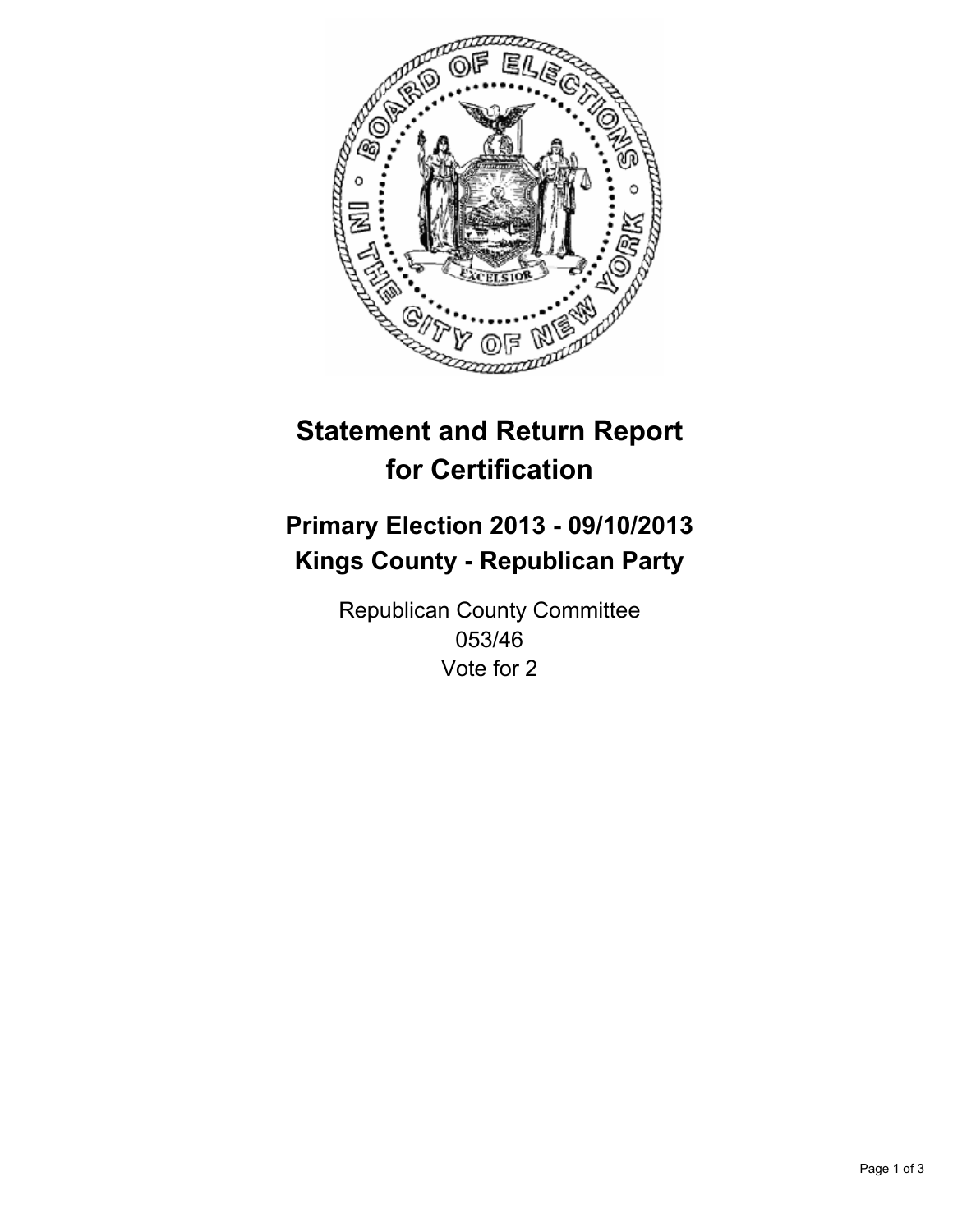# Statement and Return Report for Certification

## Primary Election 2013 - 09/10/2013
## Kings County - Republican Party

Republican County Committee
053/46
Vote for 2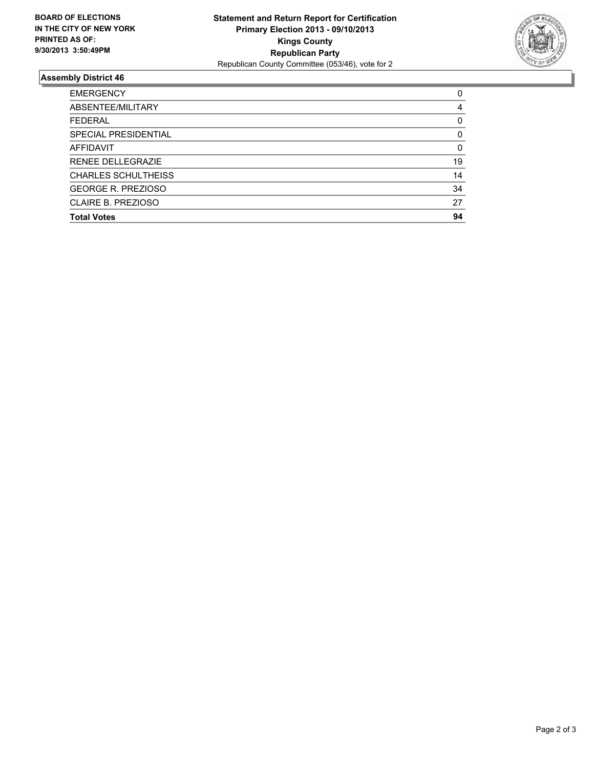**BOARD OF ELECTIONS IN THE CITY OF NEW YORK PRINTED AS OF: 9/30/2013 3:50:49PM**

**Statement and Return Report for Certification**
**Primary Election 2013 - 09/10/2013**
**Kings County**
**Republican Party**
Republican County Committee (053/46), vote for 2

## Assembly District 46

| | |
|---|---|
| EMERGENCY | 0 |
| ABSENTEE/MILITARY | 4 |
| FEDERAL | 0 |
| SPECIAL PRESIDENTIAL | 0 |
| AFFIDAVIT | 0 |
| RENEE DELLEGRAZIE | 19 |
| CHARLES SCHULTHEISS | 14 |
| GEORGE R. PREZIOSO | 34 |
| CLAIRE B. PREZIOSO | 27 |
| **Total Votes** | **94** |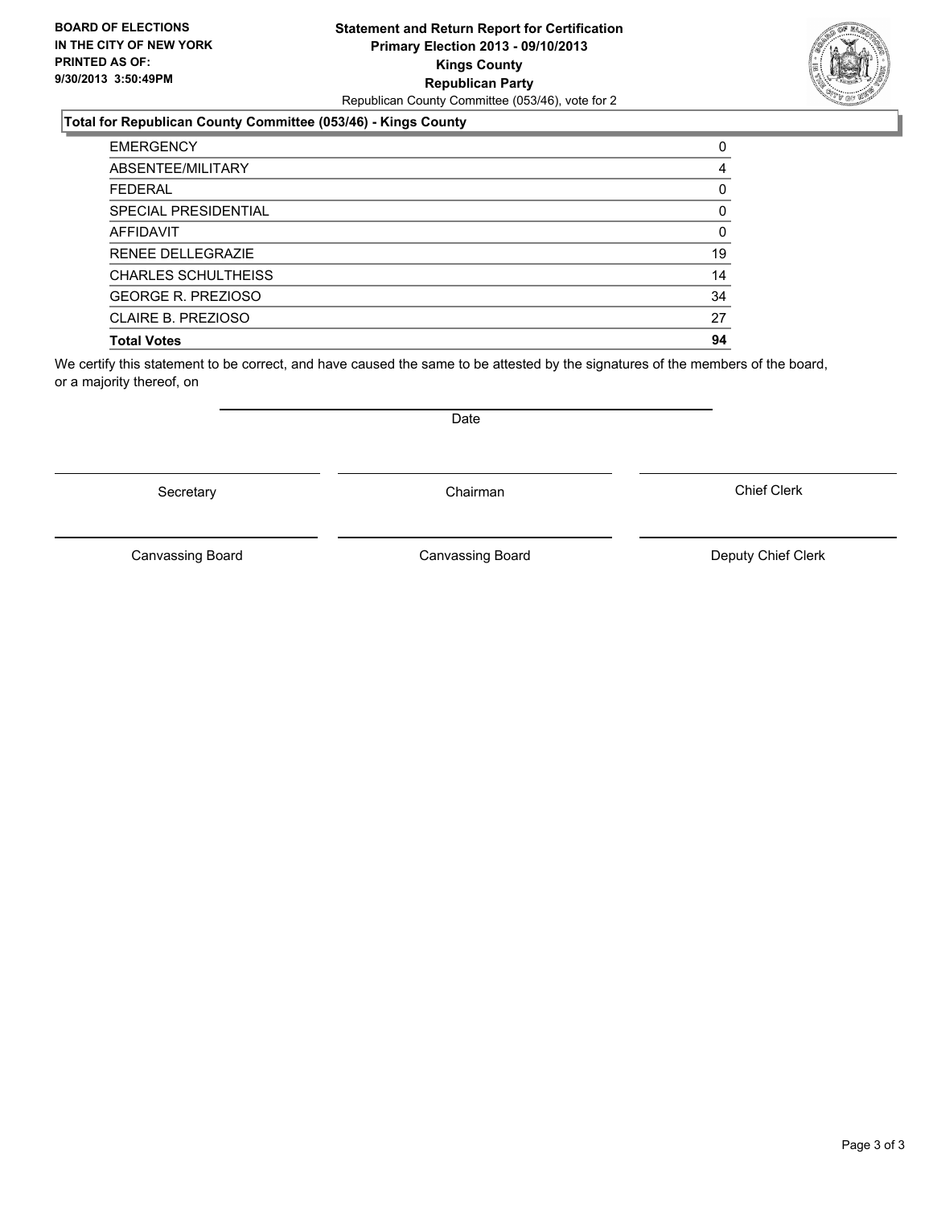**BOARD OF ELECTIONS IN THE CITY OF NEW YORK PRINTED AS OF: 9/30/2013 3:50:49PM**

**Statement and Return Report for Certification**
**Primary Election 2013 - 09/10/2013**
**Kings County**
**Republican Party**
Republican County Committee (053/46), vote for 2

**Total for Republican County Committee (053/46) - Kings County**

| | |
|---|---|
| EMERGENCY | 0 |
| ABSENTEE/MILITARY | 4 |
| FEDERAL | 0 |
| SPECIAL PRESIDENTIAL | 0 |
| AFFIDAVIT | 0 |
| RENEE DELLEGRAZIE | 19 |
| CHARLES SCHULTHEISS | 14 |
| GEORGE R. PREZIOSO | 34 |
| CLAIRE B. PREZIOSO | 27 |
| **Total Votes** | **94** |

We certify this statement to be correct, and have caused the same to be attested by the signatures of the members of the board, or a majority thereof, on

Date

Secretary

Chairman

Chief Clerk

Canvassing Board

Canvassing Board

Deputy Chief Clerk